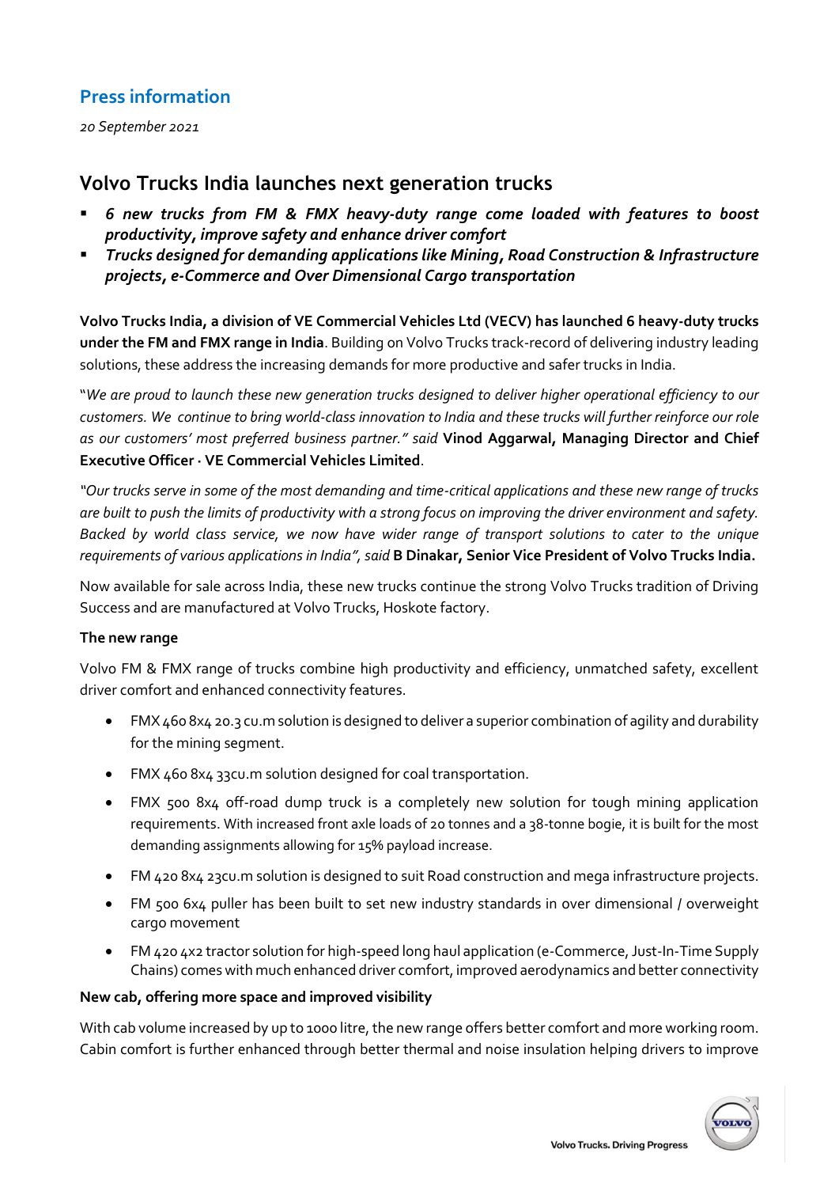## Press information

*20 September 2021*

# Volvo Trucks India launches next generation trucks

- ***6 new trucks from FM & FMX heavy-duty range come loaded with features to boost productivity, improve safety and enhance driver comfort***
- ***Trucks designed for demanding applications like Mining, Road Construction & Infrastructure projects, e-Commerce and Over Dimensional Cargo transportation***

**Volvo Trucks India, a division of VE Commercial Vehicles Ltd (VECV) has launched 6 heavy-duty trucks under the FM and FMX range in India**. Building on Volvo Trucks track-record of delivering industry leading solutions, these address the increasing demands for more productive and safer trucks in India.

"*We are proud to launch these new generation trucks designed to deliver higher operational efficiency to our customers. We continue to bring world-class innovation to India and these trucks will further reinforce our role as our customers' most preferred business partner." said* **Vinod Aggarwal, Managing Director and Chief Executive Officer · VE Commercial Vehicles Limited**.

*"Our trucks serve in some of the most demanding and time-critical applications and these new range of trucks are built to push the limits of productivity with a strong focus on improving the driver environment and safety. Backed by world class service, we now have wider range of transport solutions to cater to the unique requirements of various applications in India", said* **B Dinakar, Senior Vice President of Volvo Trucks India.**

Now available for sale across India, these new trucks continue the strong Volvo Trucks tradition of Driving Success and are manufactured at Volvo Trucks, Hoskote factory.

**The new range**

Volvo FM & FMX range of trucks combine high productivity and efficiency, unmatched safety, excellent driver comfort and enhanced connectivity features.

- FMX 460 8x4 20.3 cu.m solution is designed to deliver a superior combination of agility and durability for the mining segment.
- FMX 460 8x4 33cu.m solution designed for coal transportation.
- FMX 500 8x4 off-road dump truck is a completely new solution for tough mining application requirements. With increased front axle loads of 20 tonnes and a 38-tonne bogie, it is built for the most demanding assignments allowing for 15% payload increase.
- FM 420 8x4 23cu.m solution is designed to suit Road construction and mega infrastructure projects.
- FM 500 6x4 puller has been built to set new industry standards in over dimensional / overweight cargo movement
- FM 420 4x2 tractor solution for high-speed long haul application (e-Commerce, Just-In-Time Supply Chains) comes with much enhanced driver comfort, improved aerodynamics and better connectivity

**New cab, offering more space and improved visibility**

With cab volume increased by up to 1000 litre, the new range offers better comfort and more working room. Cabin comfort is further enhanced through better thermal and noise insulation helping drivers to improve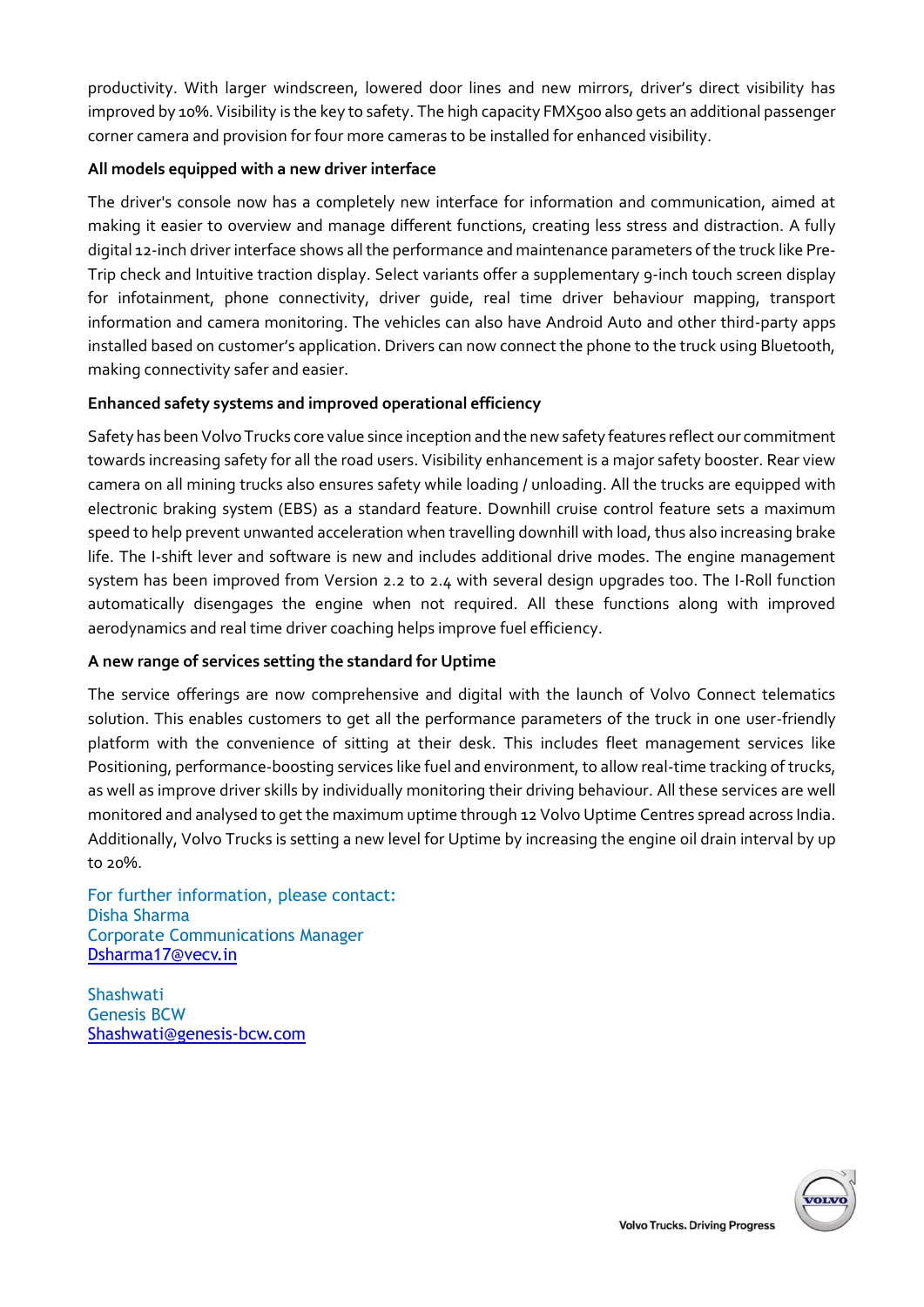productivity. With larger windscreen, lowered door lines and new mirrors, driver's direct visibility has improved by 10%. Visibility is the key to safety. The high capacity FMX500 also gets an additional passenger corner camera and provision for four more cameras to be installed for enhanced visibility.

**All models equipped with a new driver interface**

The driver's console now has a completely new interface for information and communication, aimed at making it easier to overview and manage different functions, creating less stress and distraction. A fully digital 12-inch driver interface shows all the performance and maintenance parameters of the truck like Pre-Trip check and Intuitive traction display. Select variants offer a supplementary 9-inch touch screen display for infotainment, phone connectivity, driver guide, real time driver behaviour mapping, transport information and camera monitoring. The vehicles can also have Android Auto and other third-party apps installed based on customer's application. Drivers can now connect the phone to the truck using Bluetooth, making connectivity safer and easier.

**Enhanced safety systems and improved operational efficiency**

Safety has been Volvo Trucks core value since inception and the new safety features reflect our commitment towards increasing safety for all the road users. Visibility enhancement is a major safety booster. Rear view camera on all mining trucks also ensures safety while loading / unloading. All the trucks are equipped with electronic braking system (EBS) as a standard feature. Downhill cruise control feature sets a maximum speed to help prevent unwanted acceleration when travelling downhill with load, thus also increasing brake life. The I-shift lever and software is new and includes additional drive modes. The engine management system has been improved from Version 2.2 to 2.4 with several design upgrades too. The I-Roll function automatically disengages the engine when not required. All these functions along with improved aerodynamics and real time driver coaching helps improve fuel efficiency.

**A new range of services setting the standard for Uptime**

The service offerings are now comprehensive and digital with the launch of Volvo Connect telematics solution. This enables customers to get all the performance parameters of the truck in one user-friendly platform with the convenience of sitting at their desk. This includes fleet management services like Positioning, performance-boosting services like fuel and environment, to allow real-time tracking of trucks, as well as improve driver skills by individually monitoring their driving behaviour. All these services are well monitored and analysed to get the maximum uptime through 12 Volvo Uptime Centres spread across India. Additionally, Volvo Trucks is setting a new level for Uptime by increasing the engine oil drain interval by up to 20%.

For further information, please contact:
Disha Sharma
Corporate Communications Manager
Dsharma17@vecv.in

Shashwati
Genesis BCW
Shashwati@genesis-bcw.com

Volvo Trucks. Driving Progress